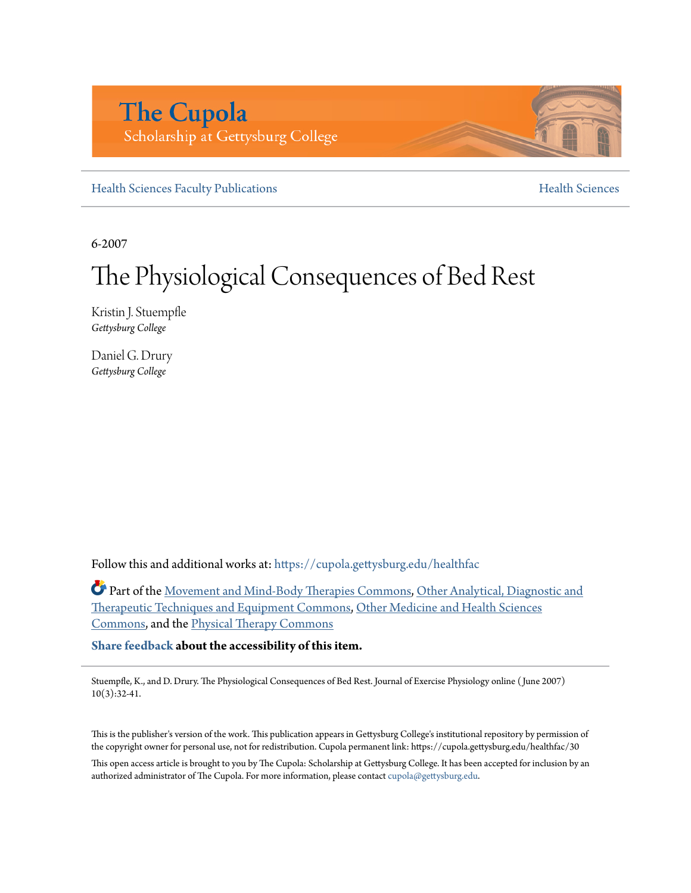# The Cupola

Scholarship at Gettysburg College

Health Sciences Faculty Publications | Health Sciences

6-2007

# The Physiological Consequences of Bed Rest

Kristin J. Stuempfle
*Gettysburg College*

Daniel G. Drury
*Gettysburg College*

Follow this and additional works at: https://cupola.gettysburg.edu/healthfac

Part of the Movement and Mind-Body Therapies Commons, Other Analytical, Diagnostic and Therapeutic Techniques and Equipment Commons, Other Medicine and Health Sciences Commons, and the Physical Therapy Commons

**Share feedback about the accessibility of this item.**

Stuempfle, K., and D. Drury. The Physiological Consequences of Bed Rest. Journal of Exercise Physiology online (June 2007) 10(3):32-41.

This is the publisher's version of the work. This publication appears in Gettysburg College's institutional repository by permission of the copyright owner for personal use, not for redistribution. Cupola permanent link: https://cupola.gettysburg.edu/healthfac/30

This open access article is brought to you by The Cupola: Scholarship at Gettysburg College. It has been accepted for inclusion by an authorized administrator of The Cupola. For more information, please contact cupola@gettysburg.edu.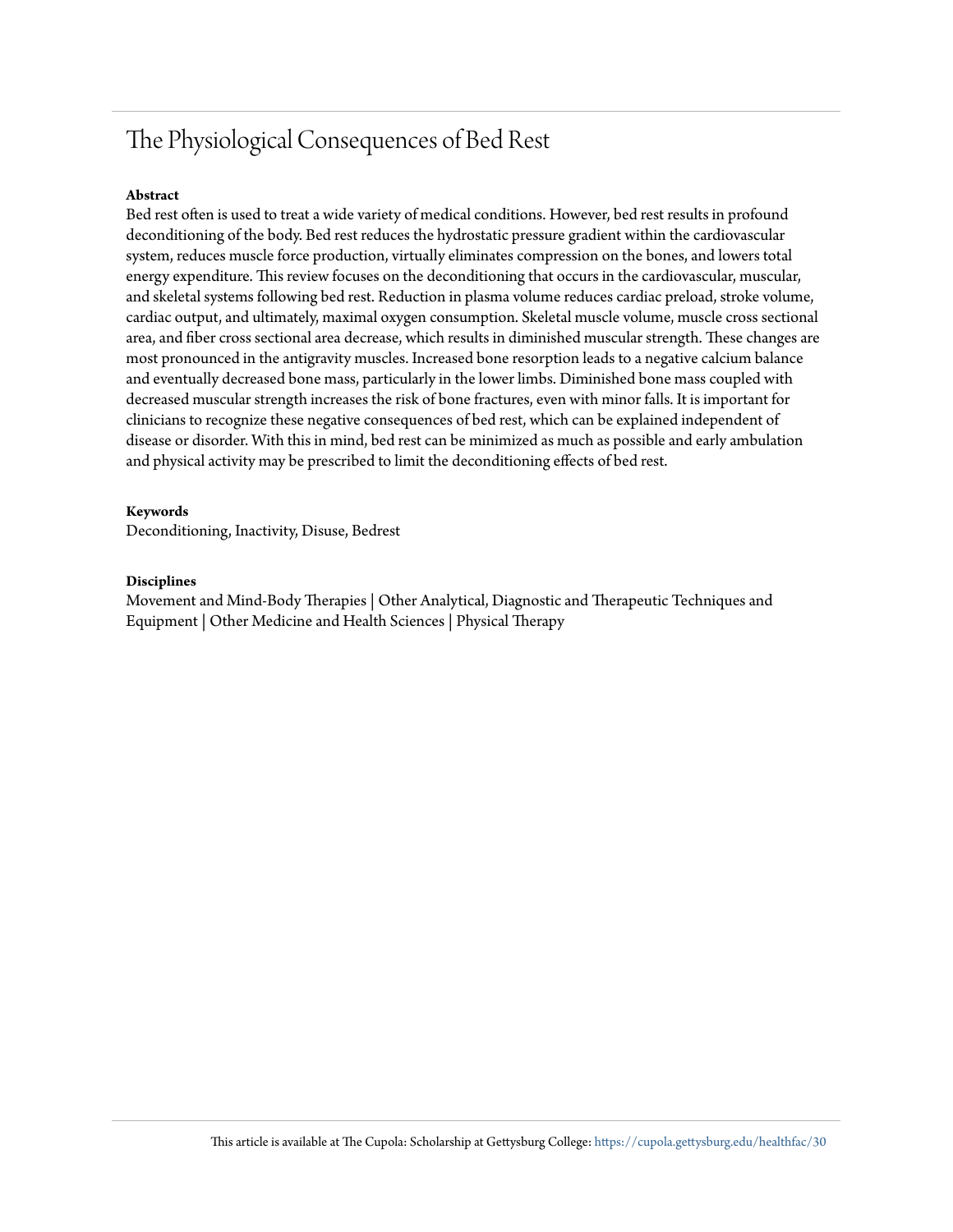## The Physiological Consequences of Bed Rest

**Abstract**

Bed rest often is used to treat a wide variety of medical conditions. However, bed rest results in profound deconditioning of the body. Bed rest reduces the hydrostatic pressure gradient within the cardiovascular system, reduces muscle force production, virtually eliminates compression on the bones, and lowers total energy expenditure. This review focuses on the deconditioning that occurs in the cardiovascular, muscular, and skeletal systems following bed rest. Reduction in plasma volume reduces cardiac preload, stroke volume, cardiac output, and ultimately, maximal oxygen consumption. Skeletal muscle volume, muscle cross sectional area, and fiber cross sectional area decrease, which results in diminished muscular strength. These changes are most pronounced in the antigravity muscles. Increased bone resorption leads to a negative calcium balance and eventually decreased bone mass, particularly in the lower limbs. Diminished bone mass coupled with decreased muscular strength increases the risk of bone fractures, even with minor falls. It is important for clinicians to recognize these negative consequences of bed rest, which can be explained independent of disease or disorder. With this in mind, bed rest can be minimized as much as possible and early ambulation and physical activity may be prescribed to limit the deconditioning effects of bed rest.

**Keywords**

Deconditioning, Inactivity, Disuse, Bedrest

**Disciplines**

Movement and Mind-Body Therapies | Other Analytical, Diagnostic and Therapeutic Techniques and Equipment | Other Medicine and Health Sciences | Physical Therapy

This article is available at The Cupola: Scholarship at Gettysburg College: https://cupola.gettysburg.edu/healthfac/30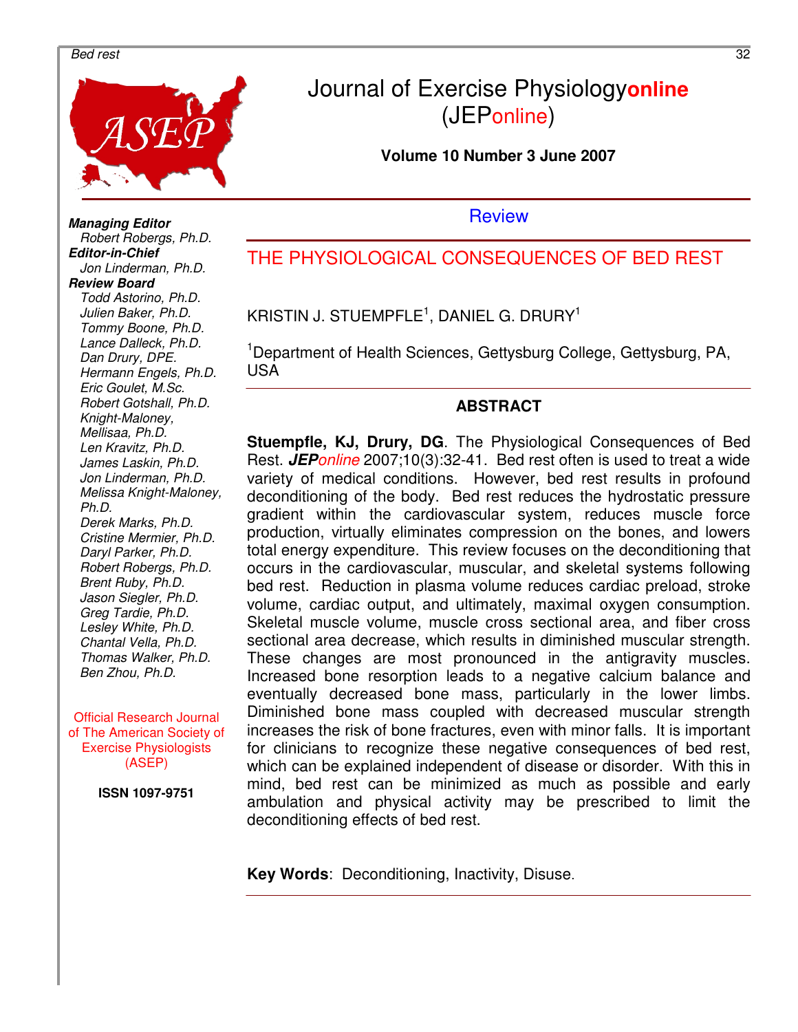# Journal of Exercise Physiologyonline (JEPonline)

**Volume 10 Number 3 June 2007**

***Managing Editor***
*Robert Robergs, Ph.D.*
***Editor-in-Chief***
*Jon Linderman, Ph.D.*
***Review Board***
*Todd Astorino, Ph.D.*
*Julien Baker, Ph.D.*
*Tommy Boone, Ph.D.*
*Lance Dalleck, Ph.D.*
*Dan Drury, DPE.*
*Hermann Engels, Ph.D.*
*Eric Goulet, M.Sc.*
*Robert Gotshall, Ph.D.*
*Knight-Maloney, Mellisaa, Ph.D.*
*Len Kravitz, Ph.D.*
*James Laskin, Ph.D.*
*Jon Linderman, Ph.D.*
*Melissa Knight-Maloney, Ph.D.*
*Derek Marks, Ph.D.*
*Cristine Mermier, Ph.D.*
*Daryl Parker, Ph.D.*
*Robert Robergs, Ph.D.*
*Brent Ruby, Ph.D.*
*Jason Siegler, Ph.D.*
*Greg Tardie, Ph.D.*
*Lesley White, Ph.D.*
*Chantal Vella, Ph.D.*
*Thomas Walker, Ph.D.*
*Ben Zhou, Ph.D.*

Official Research Journal of The American Society of Exercise Physiologists (ASEP)

**ISSN 1097-9751**

Review

## THE PHYSIOLOGICAL CONSEQUENCES OF BED REST

KRISTIN J. STUEMPFLE[1], DANIEL G. DRURY[1]

[1]Department of Health Sciences, Gettysburg College, Gettysburg, PA, USA

### ABSTRACT

**Stuempfle, KJ, Drury, DG**. The Physiological Consequences of Bed Rest. ***JEP****online* 2007;10(3):32-41. Bed rest often is used to treat a wide variety of medical conditions. However, bed rest results in profound deconditioning of the body. Bed rest reduces the hydrostatic pressure gradient within the cardiovascular system, reduces muscle force production, virtually eliminates compression on the bones, and lowers total energy expenditure. This review focuses on the deconditioning that occurs in the cardiovascular, muscular, and skeletal systems following bed rest. Reduction in plasma volume reduces cardiac preload, stroke volume, cardiac output, and ultimately, maximal oxygen consumption. Skeletal muscle volume, muscle cross sectional area, and fiber cross sectional area decrease, which results in diminished muscular strength. These changes are most pronounced in the antigravity muscles. Increased bone resorption leads to a negative calcium balance and eventually decreased bone mass, particularly in the lower limbs. Diminished bone mass coupled with decreased muscular strength increases the risk of bone fractures, even with minor falls. It is important for clinicians to recognize these negative consequences of bed rest, which can be explained independent of disease or disorder. With this in mind, bed rest can be minimized as much as possible and early ambulation and physical activity may be prescribed to limit the deconditioning effects of bed rest.

**Key Words**: Deconditioning, Inactivity, Disuse.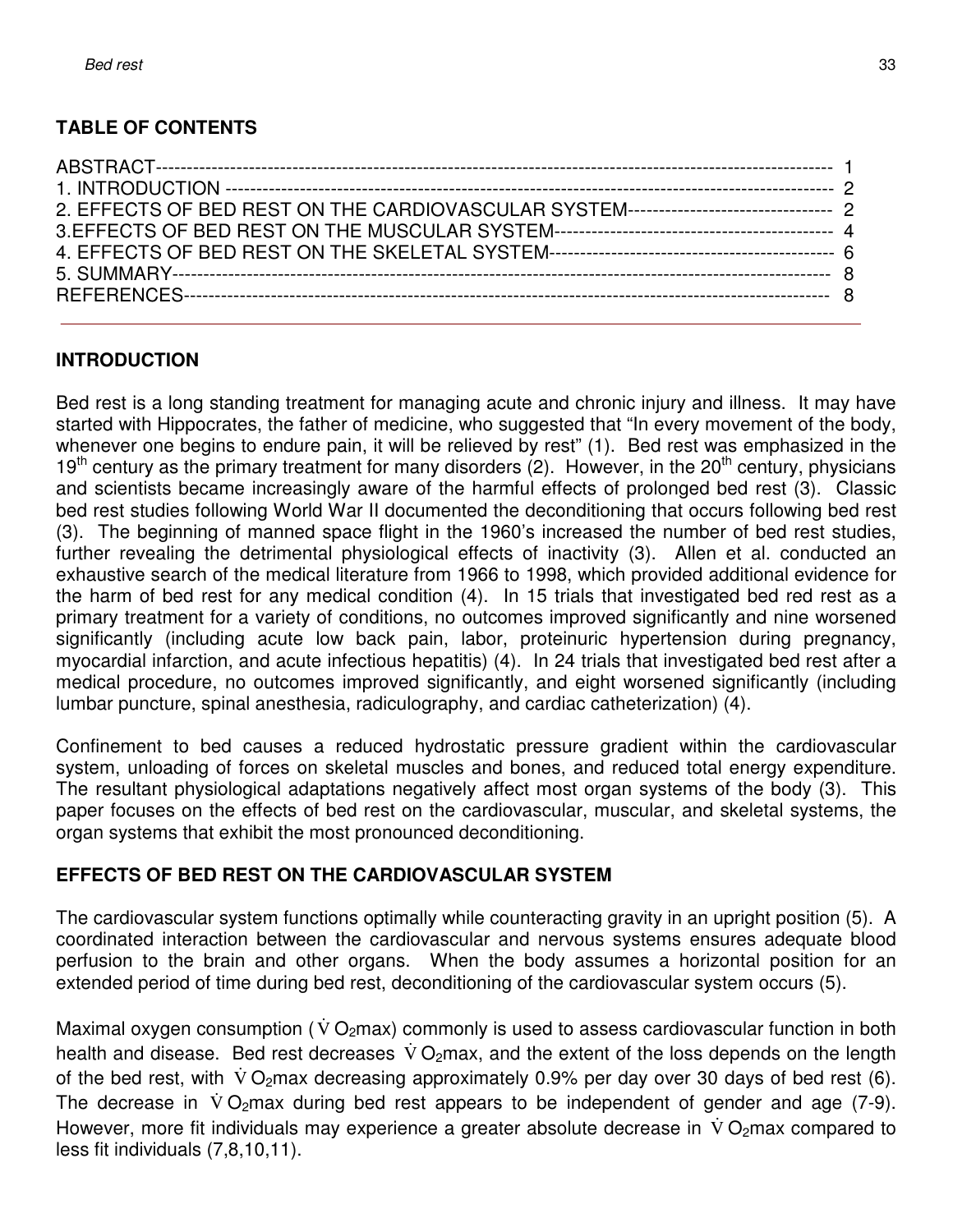## TABLE OF CONTENTS

ABSTRACT------------------------------------------------------------------------------------------------------------ 1
1. INTRODUCTION ------------------------------------------------------------------------------------------------------ 2
2. EFFECTS OF BED REST ON THE CARDIOVASCULAR SYSTEM--------------------------------- 2
3.EFFECTS OF BED REST ON THE MUSCULAR SYSTEM-------------------------------------------- 4
4. EFFECTS OF BED REST ON THE SKELETAL SYSTEM---------------------------------------------- 6
5. SUMMARY------------------------------------------------------------------------------------------------------------ 8
REFERENCES---------------------------------------------------------------------------------------------------------- 8

## INTRODUCTION

Bed rest is a long standing treatment for managing acute and chronic injury and illness. It may have started with Hippocrates, the father of medicine, who suggested that "In every movement of the body, whenever one begins to endure pain, it will be relieved by rest" (1). Bed rest was emphasized in the 19th century as the primary treatment for many disorders (2). However, in the 20th century, physicians and scientists became increasingly aware of the harmful effects of prolonged bed rest (3). Classic bed rest studies following World War II documented the deconditioning that occurs following bed rest (3). The beginning of manned space flight in the 1960's increased the number of bed rest studies, further revealing the detrimental physiological effects of inactivity (3). Allen et al. conducted an exhaustive search of the medical literature from 1966 to 1998, which provided additional evidence for the harm of bed rest for any medical condition (4). In 15 trials that investigated bed red rest as a primary treatment for a variety of conditions, no outcomes improved significantly and nine worsened significantly (including acute low back pain, labor, proteinuric hypertension during pregnancy, myocardial infarction, and acute infectious hepatitis) (4). In 24 trials that investigated bed rest after a medical procedure, no outcomes improved significantly, and eight worsened significantly (including lumbar puncture, spinal anesthesia, radiculography, and cardiac catheterization) (4).

Confinement to bed causes a reduced hydrostatic pressure gradient within the cardiovascular system, unloading of forces on skeletal muscles and bones, and reduced total energy expenditure. The resultant physiological adaptations negatively affect most organ systems of the body (3). This paper focuses on the effects of bed rest on the cardiovascular, muscular, and skeletal systems, the organ systems that exhibit the most pronounced deconditioning.

## EFFECTS OF BED REST ON THE CARDIOVASCULAR SYSTEM

The cardiovascular system functions optimally while counteracting gravity in an upright position (5). A coordinated interaction between the cardiovascular and nervous systems ensures adequate blood perfusion to the brain and other organs. When the body assumes a horizontal position for an extended period of time during bed rest, deconditioning of the cardiovascular system occurs (5).

Maximal oxygen consumption ($\dot{V}O_2max$) commonly is used to assess cardiovascular function in both health and disease. Bed rest decreases $\dot{V}O_2max$, and the extent of the loss depends on the length of the bed rest, with $\dot{V}O_2max$ decreasing approximately 0.9% per day over 30 days of bed rest (6). The decrease in $\dot{V}O_2max$ during bed rest appears to be independent of gender and age (7-9). However, more fit individuals may experience a greater absolute decrease in $\dot{V}O_2max$ compared to less fit individuals (7,8,10,11).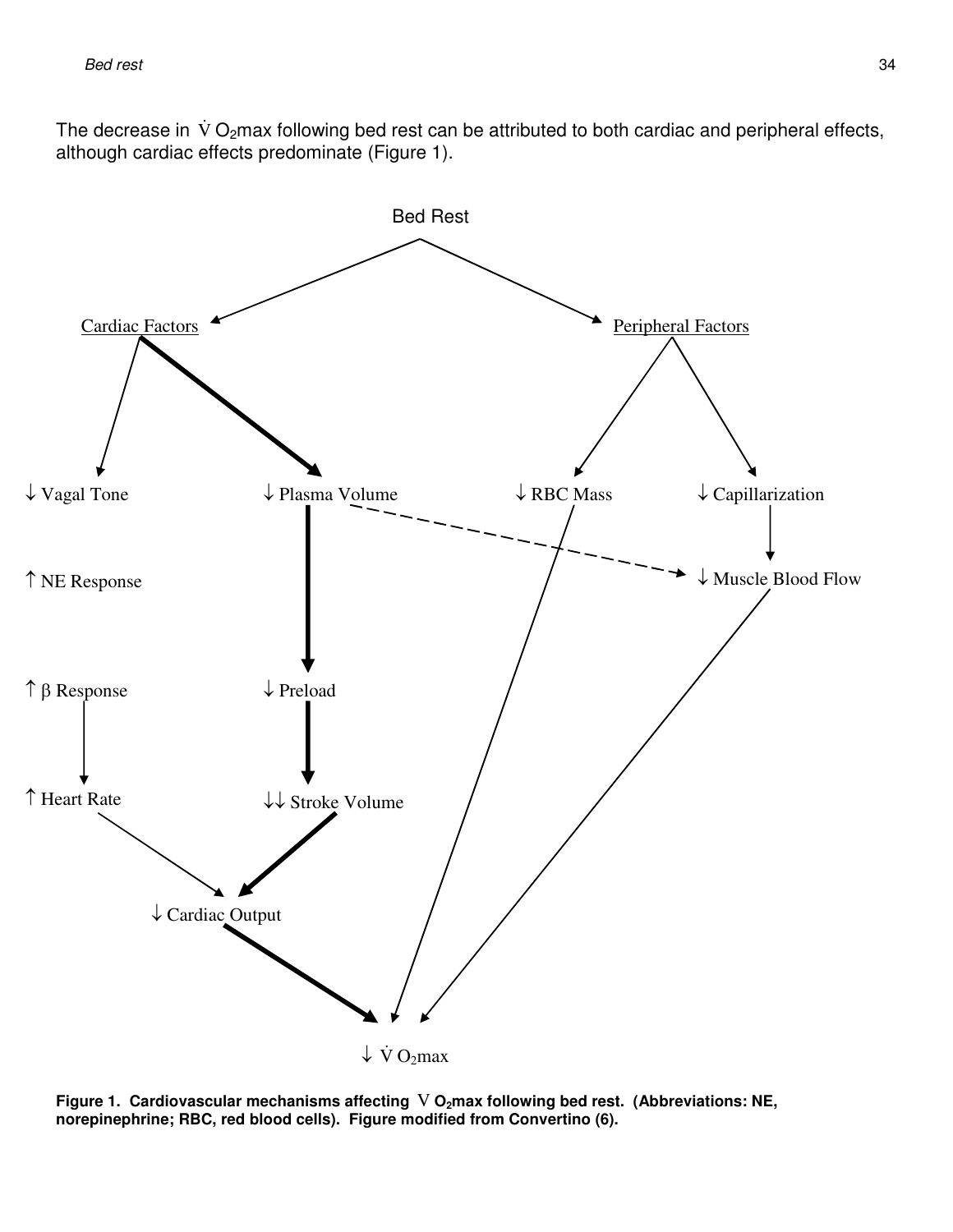The decrease in $\dot{V}O_2max$ following bed rest can be attributed to both cardiac and peripheral effects, although cardiac effects predominate (Figure 1).

Bed Rest

Cardiac Factors

Peripheral Factors

↓ Vagal Tone

↓ Plasma Volume

↓ RBC Mass

↓ Capillarization

↑ NE Response

↓ Muscle Blood Flow

↑ β Response

↓ Preload

↑ Heart Rate

↓↓ Stroke Volume

↓ Cardiac Output

↓ $\dot{V}O_2max$

**Figure 1. Cardiovascular mechanisms affecting $\dot{V}O_2max$ following bed rest. (Abbreviations: NE, norepinephrine; RBC, red blood cells). Figure modified from Convertino (6).**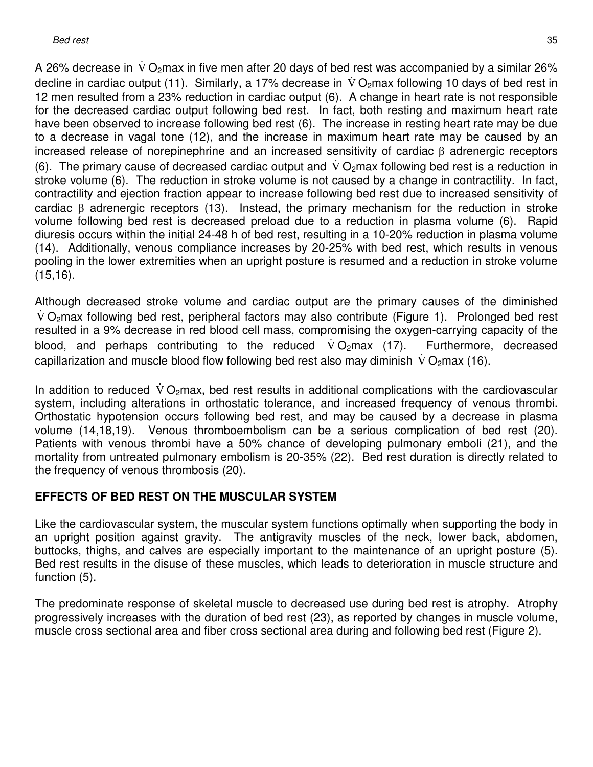A 26% decrease in $\dot{V}O_2$max in five men after 20 days of bed rest was accompanied by a similar 26% decline in cardiac output (11). Similarly, a 17% decrease in $\dot{V}O_2$max following 10 days of bed rest in 12 men resulted from a 23% reduction in cardiac output (6). A change in heart rate is not responsible for the decreased cardiac output following bed rest. In fact, both resting and maximum heart rate have been observed to increase following bed rest (6). The increase in resting heart rate may be due to a decrease in vagal tone (12), and the increase in maximum heart rate may be caused by an increased release of norepinephrine and an increased sensitivity of cardiac $\beta$ adrenergic receptors (6). The primary cause of decreased cardiac output and $\dot{V}O_2$max following bed rest is a reduction in stroke volume (6). The reduction in stroke volume is not caused by a change in contractility. In fact, contractility and ejection fraction appear to increase following bed rest due to increased sensitivity of cardiac $\beta$ adrenergic receptors (13). Instead, the primary mechanism for the reduction in stroke volume following bed rest is decreased preload due to a reduction in plasma volume (6). Rapid diuresis occurs within the initial 24-48 h of bed rest, resulting in a 10-20% reduction in plasma volume (14). Additionally, venous compliance increases by 20-25% with bed rest, which results in venous pooling in the lower extremities when an upright posture is resumed and a reduction in stroke volume (15,16).

Although decreased stroke volume and cardiac output are the primary causes of the diminished $\dot{V}O_2$max following bed rest, peripheral factors may also contribute (Figure 1). Prolonged bed rest resulted in a 9% decrease in red blood cell mass, compromising the oxygen-carrying capacity of the blood, and perhaps contributing to the reduced $\dot{V}O_2$max (17). Furthermore, decreased capillarization and muscle blood flow following bed rest also may diminish $\dot{V}O_2$max (16).

In addition to reduced $\dot{V}O_2$max, bed rest results in additional complications with the cardiovascular system, including alterations in orthostatic tolerance, and increased frequency of venous thrombi. Orthostatic hypotension occurs following bed rest, and may be caused by a decrease in plasma volume (14,18,19). Venous thromboembolism can be a serious complication of bed rest (20). Patients with venous thrombi have a 50% chance of developing pulmonary emboli (21), and the mortality from untreated pulmonary embolism is 20-35% (22). Bed rest duration is directly related to the frequency of venous thrombosis (20).

## EFFECTS OF BED REST ON THE MUSCULAR SYSTEM

Like the cardiovascular system, the muscular system functions optimally when supporting the body in an upright position against gravity. The antigravity muscles of the neck, lower back, abdomen, buttocks, thighs, and calves are especially important to the maintenance of an upright posture (5). Bed rest results in the disuse of these muscles, which leads to deterioration in muscle structure and function (5).

The predominate response of skeletal muscle to decreased use during bed rest is atrophy. Atrophy progressively increases with the duration of bed rest (23), as reported by changes in muscle volume, muscle cross sectional area and fiber cross sectional area during and following bed rest (Figure 2).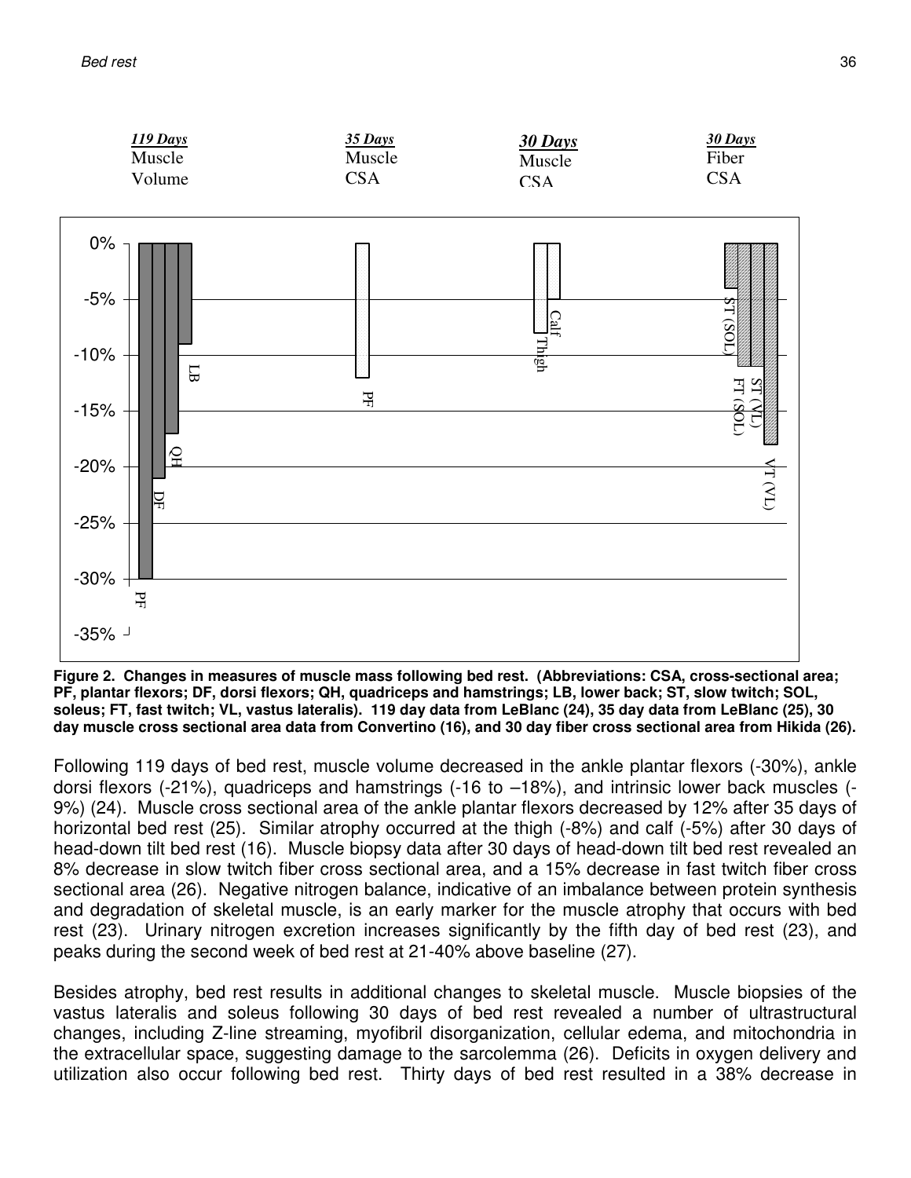**Figure 2. Changes in measures of muscle mass following bed rest. (Abbreviations: CSA, cross-sectional area; PF, plantar flexors; DF, dorsi flexors; QH, quadriceps and hamstrings; LB, lower back; ST, slow twitch; SOL, soleus; FT, fast twitch; VL, vastus lateralis). 119 day data from LeBlanc (24), 35 day data from LeBlanc (25), 30 day muscle cross sectional area data from Convertino (16), and 30 day fiber cross sectional area from Hikida (26).**

Following 119 days of bed rest, muscle volume decreased in the ankle plantar flexors (-30%), ankle dorsi flexors (-21%), quadriceps and hamstrings (-16 to –18%), and intrinsic lower back muscles (-9%) (24). Muscle cross sectional area of the ankle plantar flexors decreased by 12% after 35 days of horizontal bed rest (25). Similar atrophy occurred at the thigh (-8%) and calf (-5%) after 30 days of head-down tilt bed rest (16). Muscle biopsy data after 30 days of head-down tilt bed rest revealed an 8% decrease in slow twitch fiber cross sectional area, and a 15% decrease in fast twitch fiber cross sectional area (26). Negative nitrogen balance, indicative of an imbalance between protein synthesis and degradation of skeletal muscle, is an early marker for the muscle atrophy that occurs with bed rest (23). Urinary nitrogen excretion increases significantly by the fifth day of bed rest (23), and peaks during the second week of bed rest at 21-40% above baseline (27).

Besides atrophy, bed rest results in additional changes to skeletal muscle. Muscle biopsies of the vastus lateralis and soleus following 30 days of bed rest revealed a number of ultrastructural changes, including Z-line streaming, myofibril disorganization, cellular edema, and mitochondria in the extracellular space, suggesting damage to the sarcolemma (26). Deficits in oxygen delivery and utilization also occur following bed rest. Thirty days of bed rest resulted in a 38% decrease in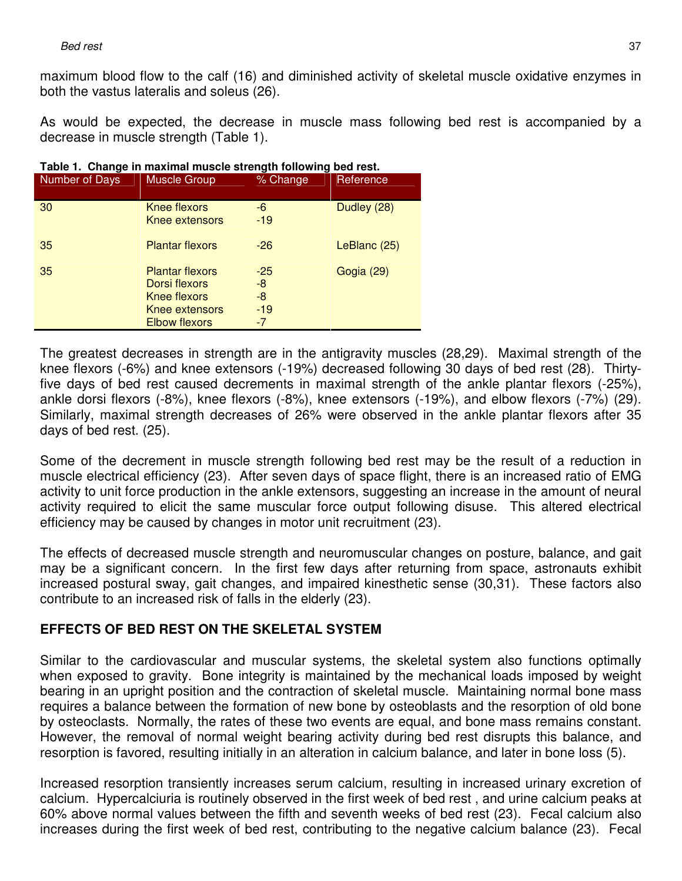maximum blood flow to the calf (16) and diminished activity of skeletal muscle oxidative enzymes in both the vastus lateralis and soleus (26).

As would be expected, the decrease in muscle mass following bed rest is accompanied by a decrease in muscle strength (Table 1).

**Table 1. Change in maximal muscle strength following bed rest.**

| Number of Days | Muscle Group | % Change | Reference |
|---|---|---|---|
| 30 | Knee flexors | -6 | Dudley (28) |
| | Knee extensors | -19 | |
| 35 | Plantar flexors | -26 | LeBlanc (25) |
| 35 | Plantar flexors | -25 | Gogia (29) |
| | Dorsi flexors | -8 | |
| | Knee flexors | -8 | |
| | Knee extensors | -19 | |
| | Elbow flexors | -7 | |

The greatest decreases in strength are in the antigravity muscles (28,29). Maximal strength of the knee flexors (-6%) and knee extensors (-19%) decreased following 30 days of bed rest (28). Thirty-five days of bed rest caused decrements in maximal strength of the ankle plantar flexors (-25%), ankle dorsi flexors (-8%), knee flexors (-8%), knee extensors (-19%), and elbow flexors (-7%) (29). Similarly, maximal strength decreases of 26% were observed in the ankle plantar flexors after 35 days of bed rest. (25).

Some of the decrement in muscle strength following bed rest may be the result of a reduction in muscle electrical efficiency (23). After seven days of space flight, there is an increased ratio of EMG activity to unit force production in the ankle extensors, suggesting an increase in the amount of neural activity required to elicit the same muscular force output following disuse. This altered electrical efficiency may be caused by changes in motor unit recruitment (23).

The effects of decreased muscle strength and neuromuscular changes on posture, balance, and gait may be a significant concern. In the first few days after returning from space, astronauts exhibit increased postural sway, gait changes, and impaired kinesthetic sense (30,31). These factors also contribute to an increased risk of falls in the elderly (23).

## EFFECTS OF BED REST ON THE SKELETAL SYSTEM

Similar to the cardiovascular and muscular systems, the skeletal system also functions optimally when exposed to gravity. Bone integrity is maintained by the mechanical loads imposed by weight bearing in an upright position and the contraction of skeletal muscle. Maintaining normal bone mass requires a balance between the formation of new bone by osteoblasts and the resorption of old bone by osteoclasts. Normally, the rates of these two events are equal, and bone mass remains constant. However, the removal of normal weight bearing activity during bed rest disrupts this balance, and resorption is favored, resulting initially in an alteration in calcium balance, and later in bone loss (5).

Increased resorption transiently increases serum calcium, resulting in increased urinary excretion of calcium. Hypercalciuria is routinely observed in the first week of bed rest , and urine calcium peaks at 60% above normal values between the fifth and seventh weeks of bed rest (23). Fecal calcium also increases during the first week of bed rest, contributing to the negative calcium balance (23). Fecal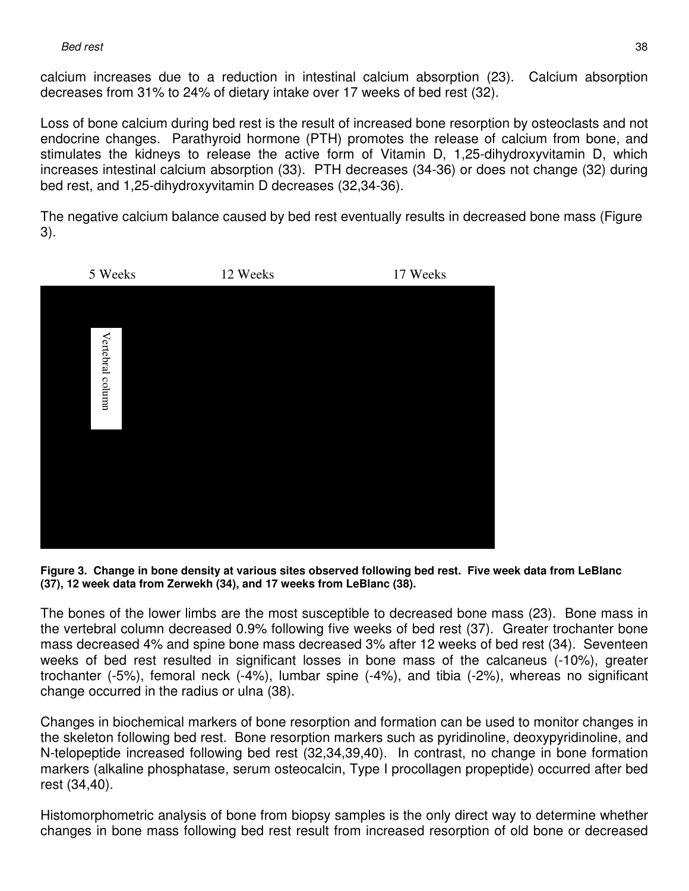calcium increases due to a reduction in intestinal calcium absorption (23). Calcium absorption decreases from 31% to 24% of dietary intake over 17 weeks of bed rest (32).

Loss of bone calcium during bed rest is the result of increased bone resorption by osteoclasts and not endocrine changes. Parathyroid hormone (PTH) promotes the release of calcium from bone, and stimulates the kidneys to release the active form of Vitamin D, 1,25-dihydroxyvitamin D, which increases intestinal calcium absorption (33). PTH decreases (34-36) or does not change (32) during bed rest, and 1,25-dihydroxyvitamin D decreases (32,34-36).

The negative calcium balance caused by bed rest eventually results in decreased bone mass (Figure 3).

5 Weeks 12 Weeks 17 Weeks

Vertebral column

**Figure 3. Change in bone density at various sites observed following bed rest. Five week data from LeBlanc (37), 12 week data from Zerwekh (34), and 17 weeks from LeBlanc (38).**

The bones of the lower limbs are the most susceptible to decreased bone mass (23). Bone mass in the vertebral column decreased 0.9% following five weeks of bed rest (37). Greater trochanter bone mass decreased 4% and spine bone mass decreased 3% after 12 weeks of bed rest (34). Seventeen weeks of bed rest resulted in significant losses in bone mass of the calcaneus (-10%), greater trochanter (-5%), femoral neck (-4%), lumbar spine (-4%), and tibia (-2%), whereas no significant change occurred in the radius or ulna (38).

Changes in biochemical markers of bone resorption and formation can be used to monitor changes in the skeleton following bed rest. Bone resorption markers such as pyridinoline, deoxypyridinoline, and N-telopeptide increased following bed rest (32,34,39,40). In contrast, no change in bone formation markers (alkaline phosphatase, serum osteocalcin, Type I procollagen propeptide) occurred after bed rest (34,40).

Histomorphometric analysis of bone from biopsy samples is the only direct way to determine whether changes in bone mass following bed rest result from increased resorption of old bone or decreased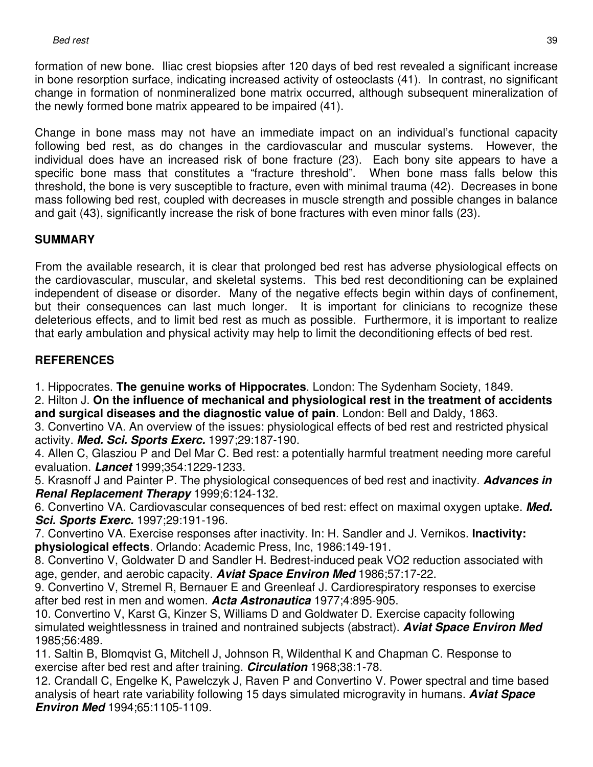formation of new bone. Iliac crest biopsies after 120 days of bed rest revealed a significant increase in bone resorption surface, indicating increased activity of osteoclasts (41). In contrast, no significant change in formation of nonmineralized bone matrix occurred, although subsequent mineralization of the newly formed bone matrix appeared to be impaired (41).

Change in bone mass may not have an immediate impact on an individual's functional capacity following bed rest, as do changes in the cardiovascular and muscular systems. However, the individual does have an increased risk of bone fracture (23). Each bony site appears to have a specific bone mass that constitutes a "fracture threshold". When bone mass falls below this threshold, the bone is very susceptible to fracture, even with minimal trauma (42). Decreases in bone mass following bed rest, coupled with decreases in muscle strength and possible changes in balance and gait (43), significantly increase the risk of bone fractures with even minor falls (23).

## SUMMARY

From the available research, it is clear that prolonged bed rest has adverse physiological effects on the cardiovascular, muscular, and skeletal systems. This bed rest deconditioning can be explained independent of disease or disorder. Many of the negative effects begin within days of confinement, but their consequences can last much longer. It is important for clinicians to recognize these deleterious effects, and to limit bed rest as much as possible. Furthermore, it is important to realize that early ambulation and physical activity may help to limit the deconditioning effects of bed rest.

## REFERENCES

1. Hippocrates. **The genuine works of Hippocrates**. London: The Sydenham Society, 1849.
2. Hilton J. **On the influence of mechanical and physiological rest in the treatment of accidents and surgical diseases and the diagnostic value of pain**. London: Bell and Daldy, 1863.
3. Convertino VA. An overview of the issues: physiological effects of bed rest and restricted physical activity. ***Med. Sci. Sports Exerc.*** 1997;29:187-190.
4. Allen C, Glasziou P and Del Mar C. Bed rest: a potentially harmful treatment needing more careful evaluation. ***Lancet*** 1999;354:1229-1233.
5. Krasnoff J and Painter P. The physiological consequences of bed rest and inactivity. ***Advances in Renal Replacement Therapy*** 1999;6:124-132.
6. Convertino VA. Cardiovascular consequences of bed rest: effect on maximal oxygen uptake. ***Med. Sci. Sports Exerc.*** 1997;29:191-196.
7. Convertino VA. Exercise responses after inactivity. In: H. Sandler and J. Vernikos. **Inactivity: physiological effects**. Orlando: Academic Press, Inc, 1986:149-191.
8. Convertino V, Goldwater D and Sandler H. Bedrest-induced peak VO2 reduction associated with age, gender, and aerobic capacity. ***Aviat Space Environ Med*** 1986;57:17-22.
9. Convertino V, Stremel R, Bernauer E and Greenleaf J. Cardiorespiratory responses to exercise after bed rest in men and women. ***Acta Astronautica*** 1977;4:895-905.
10. Convertino V, Karst G, Kinzer S, Williams D and Goldwater D. Exercise capacity following simulated weightlessness in trained and nontrained subjects (abstract). ***Aviat Space Environ Med*** 1985;56:489.
11. Saltin B, Blomqvist G, Mitchell J, Johnson R, Wildenthal K and Chapman C. Response to exercise after bed rest and after training. ***Circulation*** 1968;38:1-78.
12. Crandall C, Engelke K, Pawelczyk J, Raven P and Convertino V. Power spectral and time based analysis of heart rate variability following 15 days simulated microgravity in humans. ***Aviat Space Environ Med*** 1994;65:1105-1109.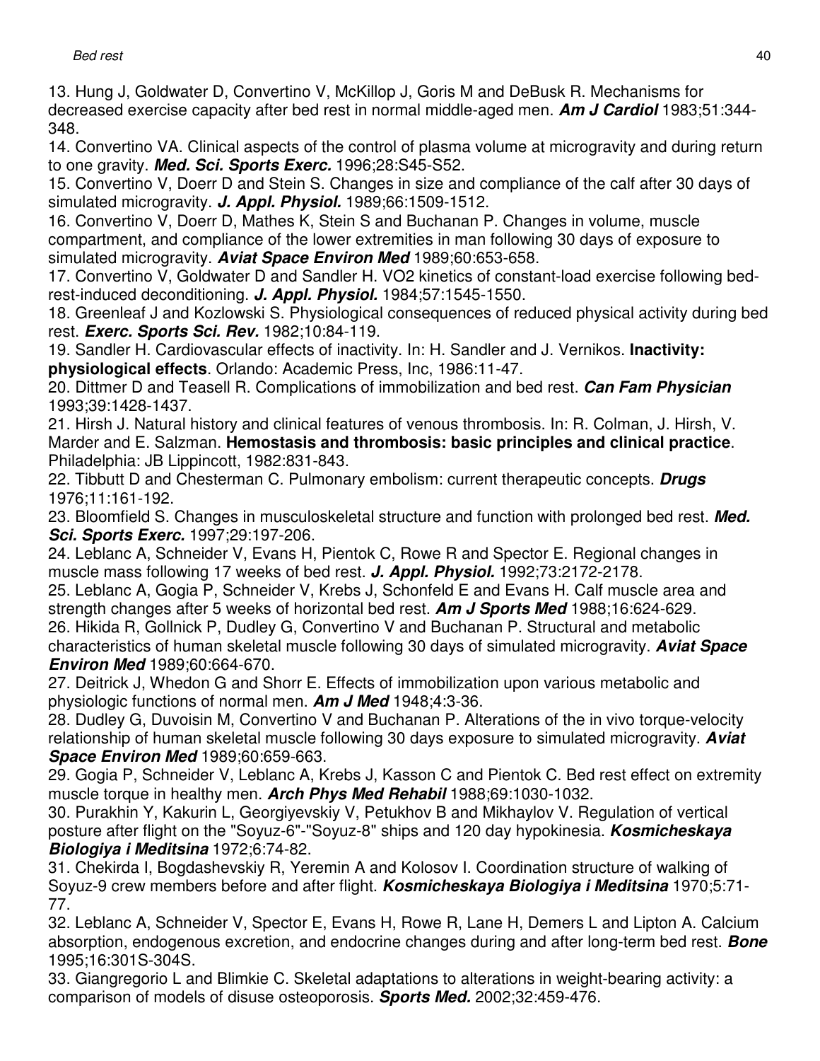13. Hung J, Goldwater D, Convertino V, McKillop J, Goris M and DeBusk R. Mechanisms for decreased exercise capacity after bed rest in normal middle-aged men. ***Am J Cardiol*** 1983;51:344-348.

14. Convertino VA. Clinical aspects of the control of plasma volume at microgravity and during return to one gravity. ***Med. Sci. Sports Exerc.*** 1996;28:S45-S52.

15. Convertino V, Doerr D and Stein S. Changes in size and compliance of the calf after 30 days of simulated microgravity. ***J. Appl. Physiol.*** 1989;66:1509-1512.

16. Convertino V, Doerr D, Mathes K, Stein S and Buchanan P. Changes in volume, muscle compartment, and compliance of the lower extremities in man following 30 days of exposure to simulated microgravity. ***Aviat Space Environ Med*** 1989;60:653-658.

17. Convertino V, Goldwater D and Sandler H. VO2 kinetics of constant-load exercise following bed-rest-induced deconditioning. ***J. Appl. Physiol.*** 1984;57:1545-1550.

18. Greenleaf J and Kozlowski S. Physiological consequences of reduced physical activity during bed rest. ***Exerc. Sports Sci. Rev.*** 1982;10:84-119.

19. Sandler H. Cardiovascular effects of inactivity. In: H. Sandler and J. Vernikos. **Inactivity: physiological effects**. Orlando: Academic Press, Inc, 1986:11-47.

20. Dittmer D and Teasell R. Complications of immobilization and bed rest. ***Can Fam Physician*** 1993;39:1428-1437.

21. Hirsh J. Natural history and clinical features of venous thrombosis. In: R. Colman, J. Hirsh, V. Marder and E. Salzman. **Hemostasis and thrombosis: basic principles and clinical practice**. Philadelphia: JB Lippincott, 1982:831-843.

22. Tibbutt D and Chesterman C. Pulmonary embolism: current therapeutic concepts. ***Drugs*** 1976;11:161-192.

23. Bloomfield S. Changes in musculoskeletal structure and function with prolonged bed rest. ***Med. Sci. Sports Exerc.*** 1997;29:197-206.

24. Leblanc A, Schneider V, Evans H, Pientok C, Rowe R and Spector E. Regional changes in muscle mass following 17 weeks of bed rest. ***J. Appl. Physiol.*** 1992;73:2172-2178.

25. Leblanc A, Gogia P, Schneider V, Krebs J, Schonfeld E and Evans H. Calf muscle area and strength changes after 5 weeks of horizontal bed rest. ***Am J Sports Med*** 1988;16:624-629.

26. Hikida R, Gollnick P, Dudley G, Convertino V and Buchanan P. Structural and metabolic characteristics of human skeletal muscle following 30 days of simulated microgravity. ***Aviat Space Environ Med*** 1989;60:664-670.

27. Deitrick J, Whedon G and Shorr E. Effects of immobilization upon various metabolic and physiologic functions of normal men. ***Am J Med*** 1948;4:3-36.

28. Dudley G, Duvoisin M, Convertino V and Buchanan P. Alterations of the in vivo torque-velocity relationship of human skeletal muscle following 30 days exposure to simulated microgravity. ***Aviat Space Environ Med*** 1989;60:659-663.

29. Gogia P, Schneider V, Leblanc A, Krebs J, Kasson C and Pientok C. Bed rest effect on extremity muscle torque in healthy men. ***Arch Phys Med Rehabil*** 1988;69:1030-1032.

30. Purakhin Y, Kakurin L, Georgiyevskiy V, Petukhov B and Mikhaylov V. Regulation of vertical posture after flight on the "Soyuz-6"-"Soyuz-8" ships and 120 day hypokinesia. ***Kosmicheskaya Biologiya i Meditsina*** 1972;6:74-82.

31. Chekirda I, Bogdashevskiy R, Yeremin A and Kolosov I. Coordination structure of walking of Soyuz-9 crew members before and after flight. ***Kosmicheskaya Biologiya i Meditsina*** 1970;5:71-77.

32. Leblanc A, Schneider V, Spector E, Evans H, Rowe R, Lane H, Demers L and Lipton A. Calcium absorption, endogenous excretion, and endocrine changes during and after long-term bed rest. ***Bone*** 1995;16:301S-304S.

33. Giangregorio L and Blimkie C. Skeletal adaptations to alterations in weight-bearing activity: a comparison of models of disuse osteoporosis. ***Sports Med.*** 2002;32:459-476.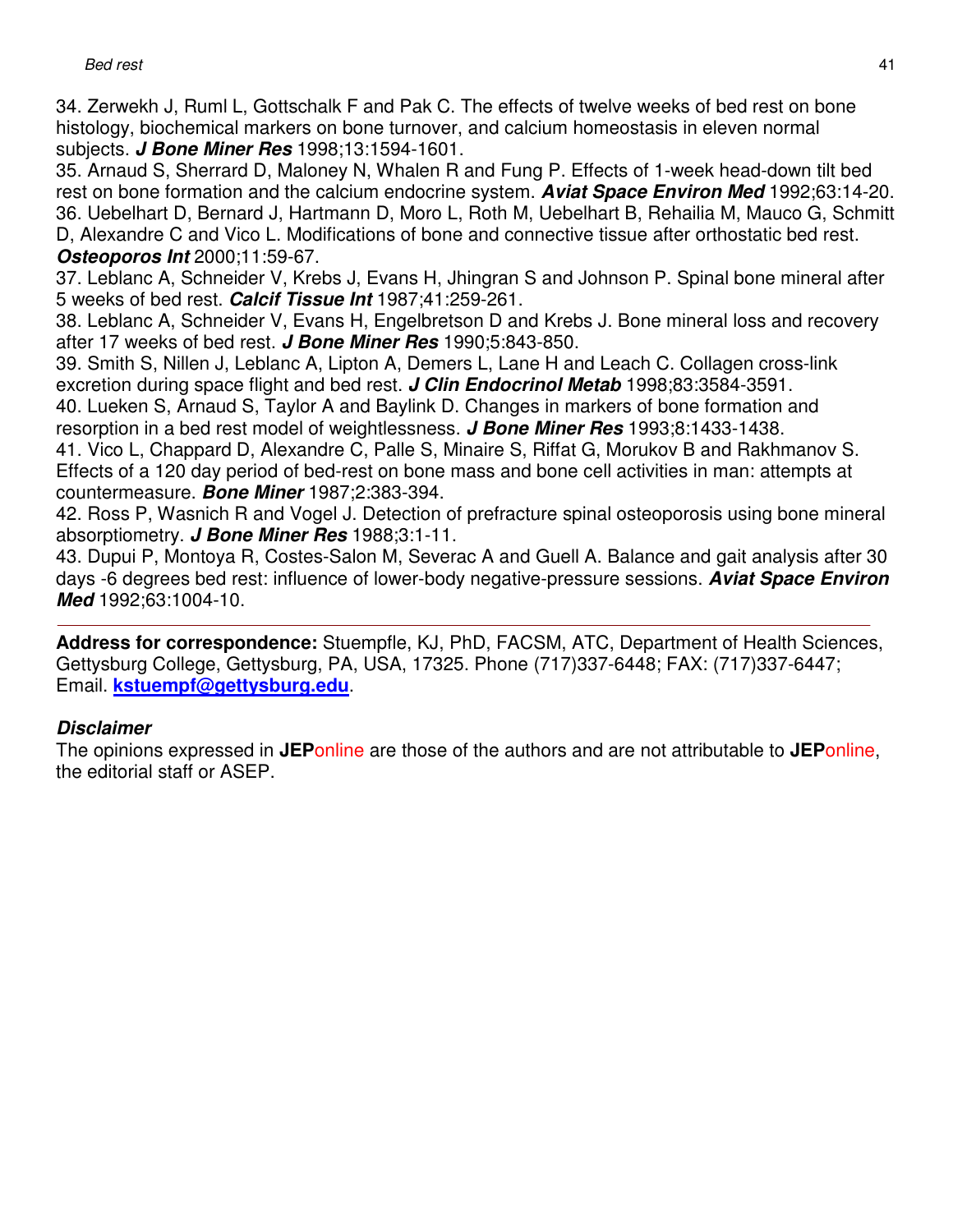34. Zerwekh J, Ruml L, Gottschalk F and Pak C. The effects of twelve weeks of bed rest on bone histology, biochemical markers on bone turnover, and calcium homeostasis in eleven normal subjects. ***J Bone Miner Res*** 1998;13:1594-1601.

35. Arnaud S, Sherrard D, Maloney N, Whalen R and Fung P. Effects of 1-week head-down tilt bed rest on bone formation and the calcium endocrine system. ***Aviat Space Environ Med*** 1992;63:14-20.

36. Uebelhart D, Bernard J, Hartmann D, Moro L, Roth M, Uebelhart B, Rehailia M, Mauco G, Schmitt D, Alexandre C and Vico L. Modifications of bone and connective tissue after orthostatic bed rest. ***Osteoporos Int*** 2000;11:59-67.

37. Leblanc A, Schneider V, Krebs J, Evans H, Jhingran S and Johnson P. Spinal bone mineral after 5 weeks of bed rest. ***Calcif Tissue Int*** 1987;41:259-261.

38. Leblanc A, Schneider V, Evans H, Engelbretson D and Krebs J. Bone mineral loss and recovery after 17 weeks of bed rest. ***J Bone Miner Res*** 1990;5:843-850.

39. Smith S, Nillen J, Leblanc A, Lipton A, Demers L, Lane H and Leach C. Collagen cross-link excretion during space flight and bed rest. ***J Clin Endocrinol Metab*** 1998;83:3584-3591.

40. Lueken S, Arnaud S, Taylor A and Baylink D. Changes in markers of bone formation and resorption in a bed rest model of weightlessness. ***J Bone Miner Res*** 1993;8:1433-1438.

41. Vico L, Chappard D, Alexandre C, Palle S, Minaire S, Riffat G, Morukov B and Rakhmanov S. Effects of a 120 day period of bed-rest on bone mass and bone cell activities in man: attempts at countermeasure. ***Bone Miner*** 1987;2:383-394.

42. Ross P, Wasnich R and Vogel J. Detection of prefracture spinal osteoporosis using bone mineral absorptiometry. ***J Bone Miner Res*** 1988;3:1-11.

43. Dupui P, Montoya R, Costes-Salon M, Severac A and Guell A. Balance and gait analysis after 30 days -6 degrees bed rest: influence of lower-body negative-pressure sessions. ***Aviat Space Environ Med*** 1992;63:1004-10.

---

**Address for correspondence:** Stuempfle, KJ, PhD, FACSM, ATC, Department of Health Sciences, Gettysburg College, Gettysburg, PA, USA, 17325. Phone (717)337-6448; FAX: (717)337-6447; Email. **kstuempf@gettysburg.edu**.

### *Disclaimer*

The opinions expressed in **JEP**online are those of the authors and are not attributable to **JEP**online, the editorial staff or ASEP.